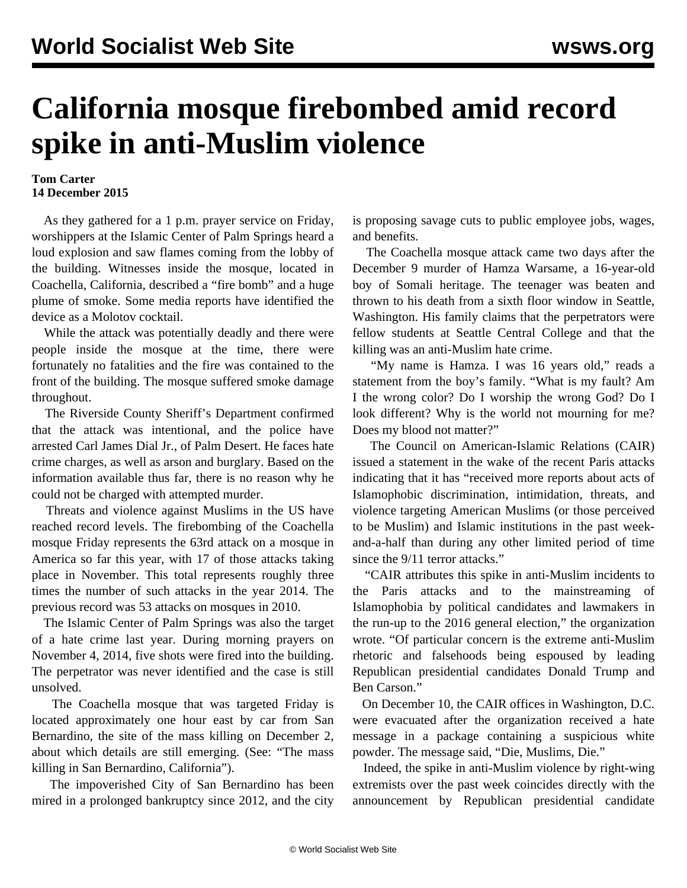# California mosque firebombed amid record spike in anti-Muslim violence

**Tom Carter**
**14 December 2015**

As they gathered for a 1 p.m. prayer service on Friday, worshippers at the Islamic Center of Palm Springs heard a loud explosion and saw flames coming from the lobby of the building. Witnesses inside the mosque, located in Coachella, California, described a "fire bomb" and a huge plume of smoke. Some media reports have identified the device as a Molotov cocktail.

While the attack was potentially deadly and there were people inside the mosque at the time, there were fortunately no fatalities and the fire was contained to the front of the building. The mosque suffered smoke damage throughout.

The Riverside County Sheriff's Department confirmed that the attack was intentional, and the police have arrested Carl James Dial Jr., of Palm Desert. He faces hate crime charges, as well as arson and burglary. Based on the information available thus far, there is no reason why he could not be charged with attempted murder.

Threats and violence against Muslims in the US have reached record levels. The firebombing of the Coachella mosque Friday represents the 63rd attack on a mosque in America so far this year, with 17 of those attacks taking place in November. This total represents roughly three times the number of such attacks in the year 2014. The previous record was 53 attacks on mosques in 2010.

The Islamic Center of Palm Springs was also the target of a hate crime last year. During morning prayers on November 4, 2014, five shots were fired into the building. The perpetrator was never identified and the case is still unsolved.

The Coachella mosque that was targeted Friday is located approximately one hour east by car from San Bernardino, the site of the mass killing on December 2, about which details are still emerging. (See: "The mass killing in San Bernardino, California").

The impoverished City of San Bernardino has been mired in a prolonged bankruptcy since 2012, and the city is proposing savage cuts to public employee jobs, wages, and benefits.

The Coachella mosque attack came two days after the December 9 murder of Hamza Warsame, a 16-year-old boy of Somali heritage. The teenager was beaten and thrown to his death from a sixth floor window in Seattle, Washington. His family claims that the perpetrators were fellow students at Seattle Central College and that the killing was an anti-Muslim hate crime.

"My name is Hamza. I was 16 years old," reads a statement from the boy's family. "What is my fault? Am I the wrong color? Do I worship the wrong God? Do I look different? Why is the world not mourning for me? Does my blood not matter?"

The Council on American-Islamic Relations (CAIR) issued a statement in the wake of the recent Paris attacks indicating that it has "received more reports about acts of Islamophobic discrimination, intimidation, threats, and violence targeting American Muslims (or those perceived to be Muslim) and Islamic institutions in the past week-and-a-half than during any other limited period of time since the 9/11 terror attacks."

"CAIR attributes this spike in anti-Muslim incidents to the Paris attacks and to the mainstreaming of Islamophobia by political candidates and lawmakers in the run-up to the 2016 general election," the organization wrote. "Of particular concern is the extreme anti-Muslim rhetoric and falsehoods being espoused by leading Republican presidential candidates Donald Trump and Ben Carson."

On December 10, the CAIR offices in Washington, D.C. were evacuated after the organization received a hate message in a package containing a suspicious white powder. The message said, "Die, Muslims, Die."

Indeed, the spike in anti-Muslim violence by right-wing extremists over the past week coincides directly with the announcement by Republican presidential candidate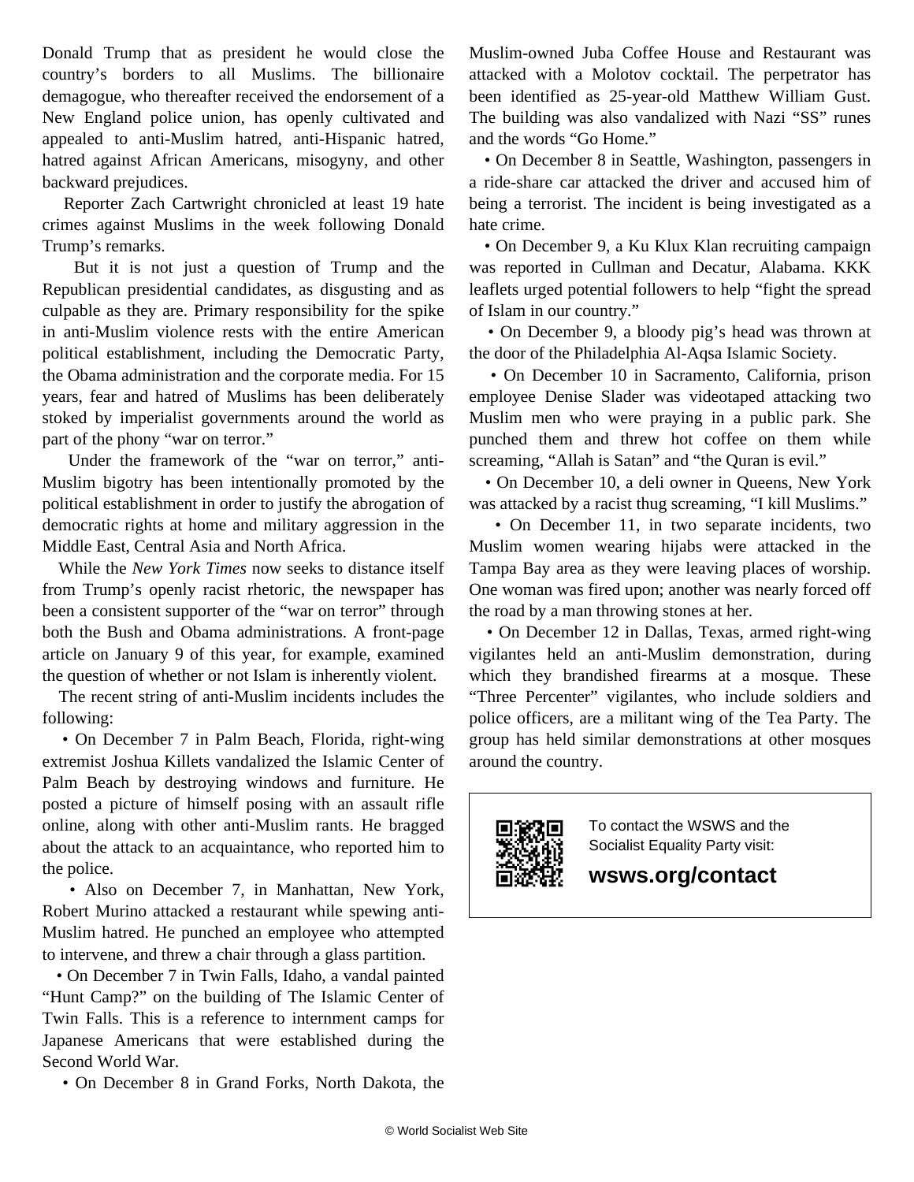Donald Trump that as president he would close the country's borders to all Muslims. The billionaire demagogue, who thereafter received the endorsement of a New England police union, has openly cultivated and appealed to anti-Muslim hatred, anti-Hispanic hatred, hatred against African Americans, misogyny, and other backward prejudices.

Reporter Zach Cartwright chronicled at least 19 hate crimes against Muslims in the week following Donald Trump's remarks.

But it is not just a question of Trump and the Republican presidential candidates, as disgusting and as culpable as they are. Primary responsibility for the spike in anti-Muslim violence rests with the entire American political establishment, including the Democratic Party, the Obama administration and the corporate media. For 15 years, fear and hatred of Muslims has been deliberately stoked by imperialist governments around the world as part of the phony "war on terror."

Under the framework of the "war on terror," anti-Muslim bigotry has been intentionally promoted by the political establishment in order to justify the abrogation of democratic rights at home and military aggression in the Middle East, Central Asia and North Africa.

While the *New York Times* now seeks to distance itself from Trump's openly racist rhetoric, the newspaper has been a consistent supporter of the "war on terror" through both the Bush and Obama administrations. A front-page article on January 9 of this year, for example, examined the question of whether or not Islam is inherently violent.

The recent string of anti-Muslim incidents includes the following:

• On December 7 in Palm Beach, Florida, right-wing extremist Joshua Killets vandalized the Islamic Center of Palm Beach by destroying windows and furniture. He posted a picture of himself posing with an assault rifle online, along with other anti-Muslim rants. He bragged about the attack to an acquaintance, who reported him to the police.

• Also on December 7, in Manhattan, New York, Robert Murino attacked a restaurant while spewing anti-Muslim hatred. He punched an employee who attempted to intervene, and threw a chair through a glass partition.

• On December 7 in Twin Falls, Idaho, a vandal painted "Hunt Camp?" on the building of The Islamic Center of Twin Falls. This is a reference to internment camps for Japanese Americans that were established during the Second World War.

• On December 8 in Grand Forks, North Dakota, the Muslim-owned Juba Coffee House and Restaurant was attacked with a Molotov cocktail. The perpetrator has been identified as 25-year-old Matthew William Gust. The building was also vandalized with Nazi "SS" runes and the words "Go Home."

• On December 8 in Seattle, Washington, passengers in a ride-share car attacked the driver and accused him of being a terrorist. The incident is being investigated as a hate crime.

• On December 9, a Ku Klux Klan recruiting campaign was reported in Cullman and Decatur, Alabama. KKK leaflets urged potential followers to help "fight the spread of Islam in our country."

• On December 9, a bloody pig's head was thrown at the door of the Philadelphia Al-Aqsa Islamic Society.

• On December 10 in Sacramento, California, prison employee Denise Slader was videotaped attacking two Muslim men who were praying in a public park. She punched them and threw hot coffee on them while screaming, "Allah is Satan" and "the Quran is evil."

• On December 10, a deli owner in Queens, New York was attacked by a racist thug screaming, "I kill Muslims."

• On December 11, in two separate incidents, two Muslim women wearing hijabs were attacked in the Tampa Bay area as they were leaving places of worship. One woman was fired upon; another was nearly forced off the road by a man throwing stones at her.

• On December 12 in Dallas, Texas, armed right-wing vigilantes held an anti-Muslim demonstration, during which they brandished firearms at a mosque. These "Three Percenter" vigilantes, who include soldiers and police officers, are a militant wing of the Tea Party. The group has held similar demonstrations at other mosques around the country.

To contact the WSWS and the Socialist Equality Party visit:

**wsws.org/contact**